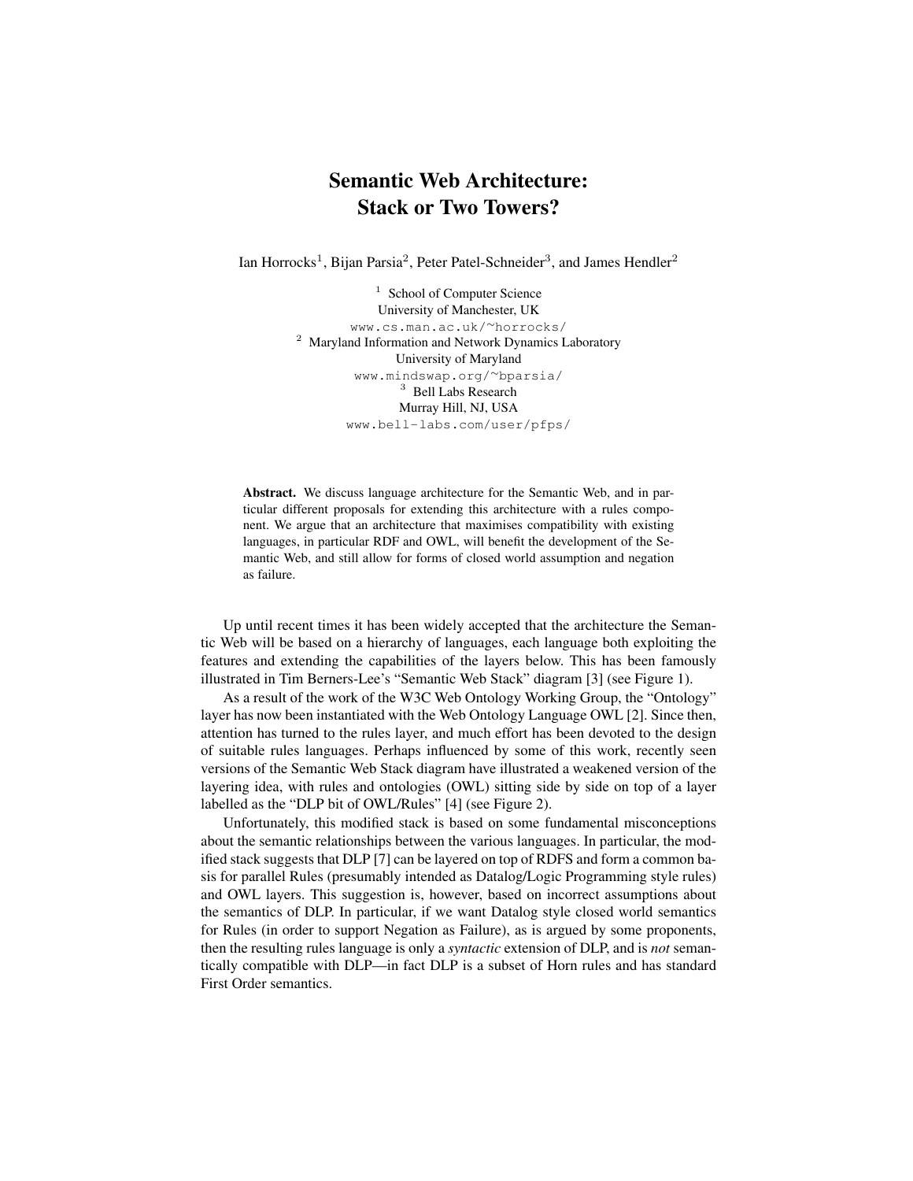# Semantic Web Architecture: Stack or Two Towers?

Ian Horrocks[1], Bijan Parsia[2], Peter Patel-Schneider[3], and James Hendler[2]

[1] School of Computer Science  
University of Manchester, UK  
www.cs.man.ac.uk/~horrocks/  
[2] Maryland Information and Network Dynamics Laboratory  
University of Maryland  
www.mindswap.org/~bparsia/  
[3] Bell Labs Research  
Murray Hill, NJ, USA  
www.bell-labs.com/user/pfps/

**Abstract.** We discuss language architecture for the Semantic Web, and in particular different proposals for extending this architecture with a rules component. We argue that an architecture that maximises compatibility with existing languages, in particular RDF and OWL, will benefit the development of the Semantic Web, and still allow for forms of closed world assumption and negation as failure.

Up until recent times it has been widely accepted that the architecture the Semantic Web will be based on a hierarchy of languages, each language both exploiting the features and extending the capabilities of the layers below. This has been famously illustrated in Tim Berners-Lee's "Semantic Web Stack" diagram [3] (see Figure 1).

As a result of the work of the W3C Web Ontology Working Group, the "Ontology" layer has now been instantiated with the Web Ontology Language OWL [2]. Since then, attention has turned to the rules layer, and much effort has been devoted to the design of suitable rules languages. Perhaps influenced by some of this work, recently seen versions of the Semantic Web Stack diagram have illustrated a weakened version of the layering idea, with rules and ontologies (OWL) sitting side by side on top of a layer labelled as the "DLP bit of OWL/Rules" [4] (see Figure 2).

Unfortunately, this modified stack is based on some fundamental misconceptions about the semantic relationships between the various languages. In particular, the modified stack suggests that DLP [7] can be layered on top of RDFS and form a common basis for parallel Rules (presumably intended as Datalog/Logic Programming style rules) and OWL layers. This suggestion is, however, based on incorrect assumptions about the semantics of DLP. In particular, if we want Datalog style closed world semantics for Rules (in order to support Negation as Failure), as is argued by some proponents, then the resulting rules language is only a *syntactic* extension of DLP, and is *not* semantically compatible with DLP—in fact DLP is a subset of Horn rules and has standard First Order semantics.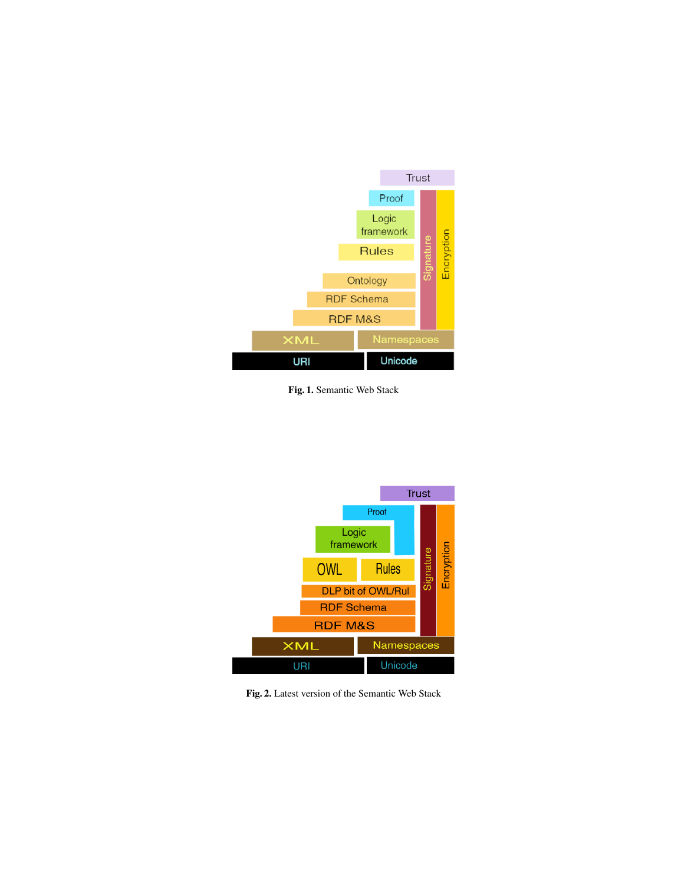**Fig. 1.** Semantic Web Stack

**Fig. 2.** Latest version of the Semantic Web Stack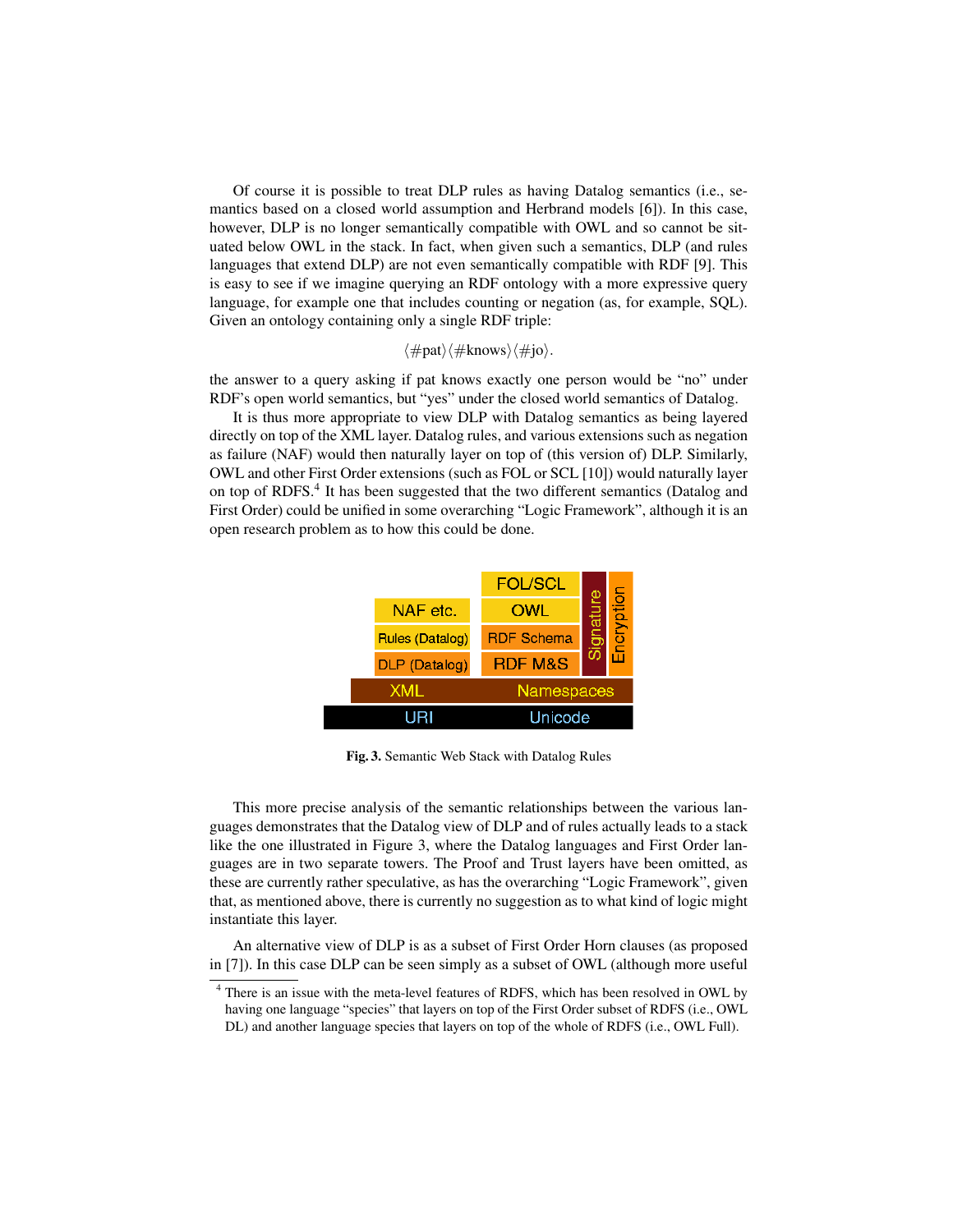Of course it is possible to treat DLP rules as having Datalog semantics (i.e., semantics based on a closed world assumption and Herbrand models [6]). In this case, however, DLP is no longer semantically compatible with OWL and so cannot be situated below OWL in the stack. In fact, when given such a semantics, DLP (and rules languages that extend DLP) are not even semantically compatible with RDF [9]. This is easy to see if we imagine querying an RDF ontology with a more expressive query language, for example one that includes counting or negation (as, for example, SQL). Given an ontology containing only a single RDF triple:

$$\langle\#\text{pat}\rangle\langle\#\text{knows}\rangle\langle\#\text{jo}\rangle.$$

the answer to a query asking if pat knows exactly one person would be "no" under RDF's open world semantics, but "yes" under the closed world semantics of Datalog.

It is thus more appropriate to view DLP with Datalog semantics as being layered directly on top of the XML layer. Datalog rules, and various extensions such as negation as failure (NAF) would then naturally layer on top of (this version of) DLP. Similarly, OWL and other First Order extensions (such as FOL or SCL [10]) would naturally layer on top of RDFS.[4] It has been suggested that the two different semantics (Datalog and First Order) could be unified in some overarching "Logic Framework", although it is an open research problem as to how this could be done.

**Fig. 3.** Semantic Web Stack with Datalog Rules

This more precise analysis of the semantic relationships between the various languages demonstrates that the Datalog view of DLP and of rules actually leads to a stack like the one illustrated in Figure 3, where the Datalog languages and First Order languages are in two separate towers. The Proof and Trust layers have been omitted, as these are currently rather speculative, as has the overarching "Logic Framework", given that, as mentioned above, there is currently no suggestion as to what kind of logic might instantiate this layer.

An alternative view of DLP is as a subset of First Order Horn clauses (as proposed in [7]). In this case DLP can be seen simply as a subset of OWL (although more useful

[4] There is an issue with the meta-level features of RDFS, which has been resolved in OWL by having one language "species" that layers on top of the First Order subset of RDFS (i.e., OWL DL) and another language species that layers on top of the whole of RDFS (i.e., OWL Full).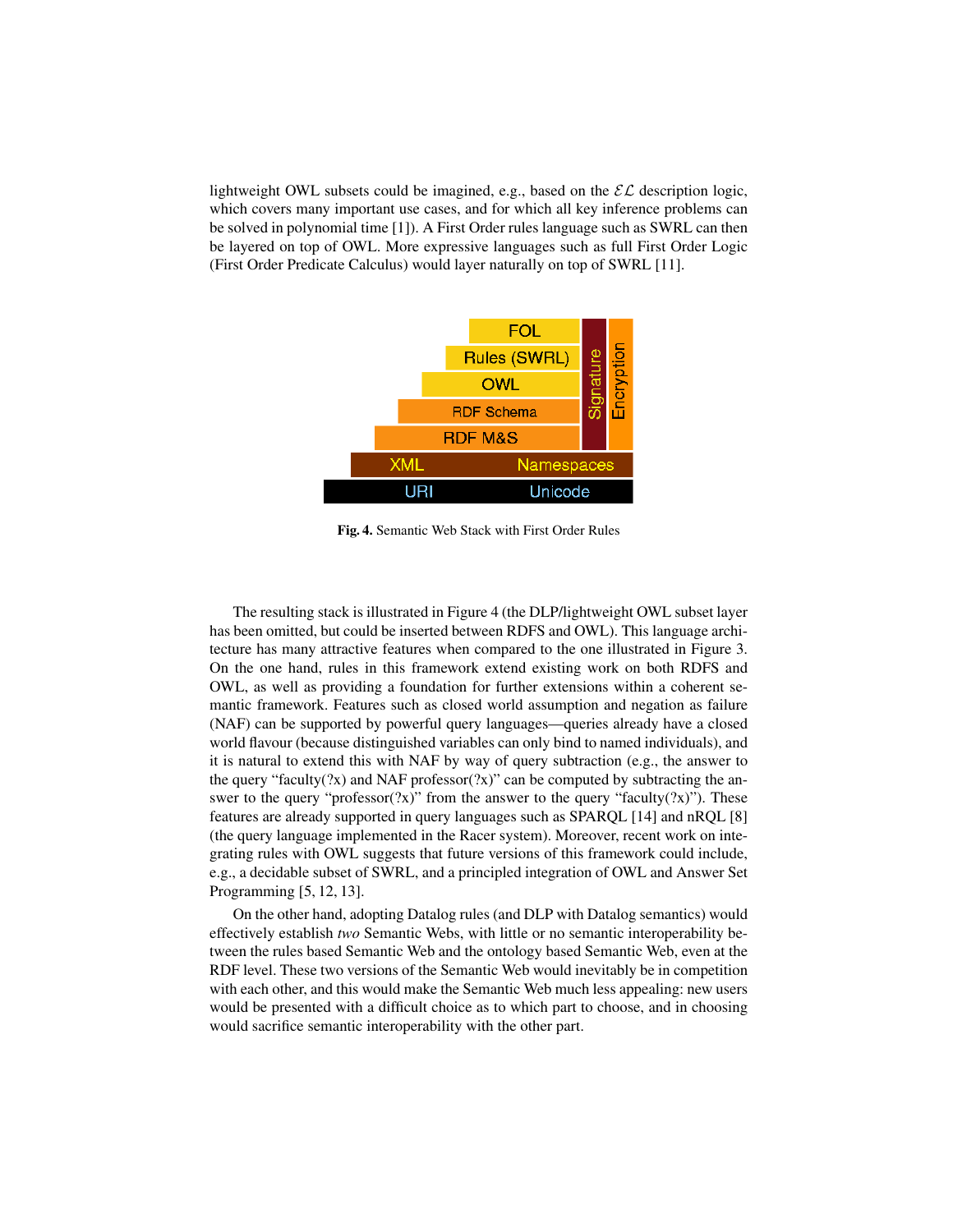lightweight OWL subsets could be imagined, e.g., based on the $\mathcal{EL}$ description logic, which covers many important use cases, and for which all key inference problems can be solved in polynomial time [1]). A First Order rules language such as SWRL can then be layered on top of OWL. More expressive languages such as full First Order Logic (First Order Predicate Calculus) would layer naturally on top of SWRL [11].

FOL
Rules (SWRL)
OWL
RDF Schema
RDF M&S
XML Namespaces
URI Unicode
Signature
Encryption

**Fig. 4.** Semantic Web Stack with First Order Rules

The resulting stack is illustrated in Figure 4 (the DLP/lightweight OWL subset layer has been omitted, but could be inserted between RDFS and OWL). This language architecture has many attractive features when compared to the one illustrated in Figure 3. On the one hand, rules in this framework extend existing work on both RDFS and OWL, as well as providing a foundation for further extensions within a coherent semantic framework. Features such as closed world assumption and negation as failure (NAF) can be supported by powerful query languages—queries already have a closed world flavour (because distinguished variables can only bind to named individuals), and it is natural to extend this with NAF by way of query subtraction (e.g., the answer to the query "faculty(?x) and NAF professor(?x)" can be computed by subtracting the answer to the query "professor(?x)" from the answer to the query "faculty(?x)"). These features are already supported in query languages such as SPARQL [14] and nRQL [8] (the query language implemented in the Racer system). Moreover, recent work on integrating rules with OWL suggests that future versions of this framework could include, e.g., a decidable subset of SWRL, and a principled integration of OWL and Answer Set Programming [5, 12, 13].

On the other hand, adopting Datalog rules (and DLP with Datalog semantics) would effectively establish *two* Semantic Webs, with little or no semantic interoperability between the rules based Semantic Web and the ontology based Semantic Web, even at the RDF level. These two versions of the Semantic Web would inevitably be in competition with each other, and this would make the Semantic Web much less appealing: new users would be presented with a difficult choice as to which part to choose, and in choosing would sacrifice semantic interoperability with the other part.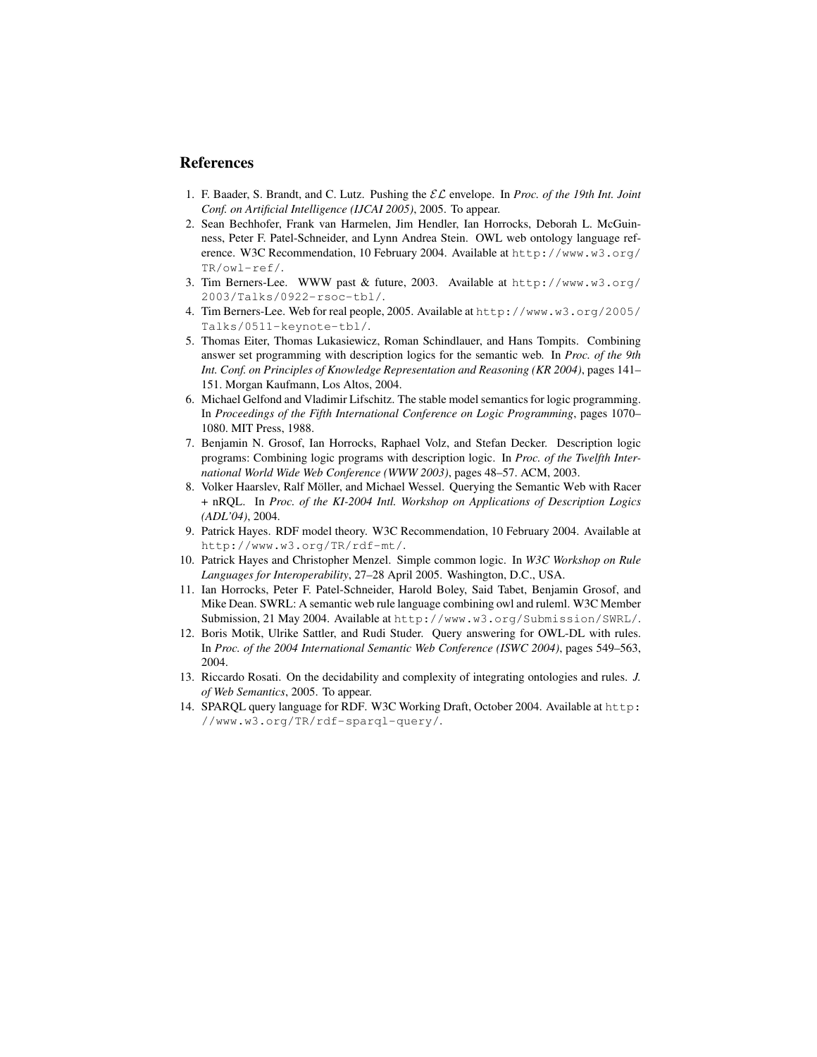## References

1. F. Baader, S. Brandt, and C. Lutz. Pushing the $\mathcal{EL}$ envelope. In *Proc. of the 19th Int. Joint Conf. on Artificial Intelligence (IJCAI 2005)*, 2005. To appear.
2. Sean Bechhofer, Frank van Harmelen, Jim Hendler, Ian Horrocks, Deborah L. McGuinness, Peter F. Patel-Schneider, and Lynn Andrea Stein. OWL web ontology language reference. W3C Recommendation, 10 February 2004. Available at `http://www.w3.org/TR/owl-ref/`.
3. Tim Berners-Lee. WWW past & future, 2003. Available at `http://www.w3.org/2003/Talks/0922-rsoc-tbl/`.
4. Tim Berners-Lee. Web for real people, 2005. Available at `http://www.w3.org/2005/Talks/0511-keynote-tbl/`.
5. Thomas Eiter, Thomas Lukasiewicz, Roman Schindlauer, and Hans Tompits. Combining answer set programming with description logics for the semantic web. In *Proc. of the 9th Int. Conf. on Principles of Knowledge Representation and Reasoning (KR 2004)*, pages 141–151. Morgan Kaufmann, Los Altos, 2004.
6. Michael Gelfond and Vladimir Lifschitz. The stable model semantics for logic programming. In *Proceedings of the Fifth International Conference on Logic Programming*, pages 1070–1080. MIT Press, 1988.
7. Benjamin N. Grosof, Ian Horrocks, Raphael Volz, and Stefan Decker. Description logic programs: Combining logic programs with description logic. In *Proc. of the Twelfth International World Wide Web Conference (WWW 2003)*, pages 48–57. ACM, 2003.
8. Volker Haarslev, Ralf Möller, and Michael Wessel. Querying the Semantic Web with Racer + nRQL. In *Proc. of the KI-2004 Intl. Workshop on Applications of Description Logics (ADL'04)*, 2004.
9. Patrick Hayes. RDF model theory. W3C Recommendation, 10 February 2004. Available at `http://www.w3.org/TR/rdf-mt/`.
10. Patrick Hayes and Christopher Menzel. Simple common logic. In *W3C Workshop on Rule Languages for Interoperability*, 27–28 April 2005. Washington, D.C., USA.
11. Ian Horrocks, Peter F. Patel-Schneider, Harold Boley, Said Tabet, Benjamin Grosof, and Mike Dean. SWRL: A semantic web rule language combining owl and ruleml. W3C Member Submission, 21 May 2004. Available at `http://www.w3.org/Submission/SWRL/`.
12. Boris Motik, Ulrike Sattler, and Rudi Studer. Query answering for OWL-DL with rules. In *Proc. of the 2004 International Semantic Web Conference (ISWC 2004)*, pages 549–563, 2004.
13. Riccardo Rosati. On the decidability and complexity of integrating ontologies and rules. *J. of Web Semantics*, 2005. To appear.
14. SPARQL query language for RDF. W3C Working Draft, October 2004. Available at `http://www.w3.org/TR/rdf-sparql-query/`.